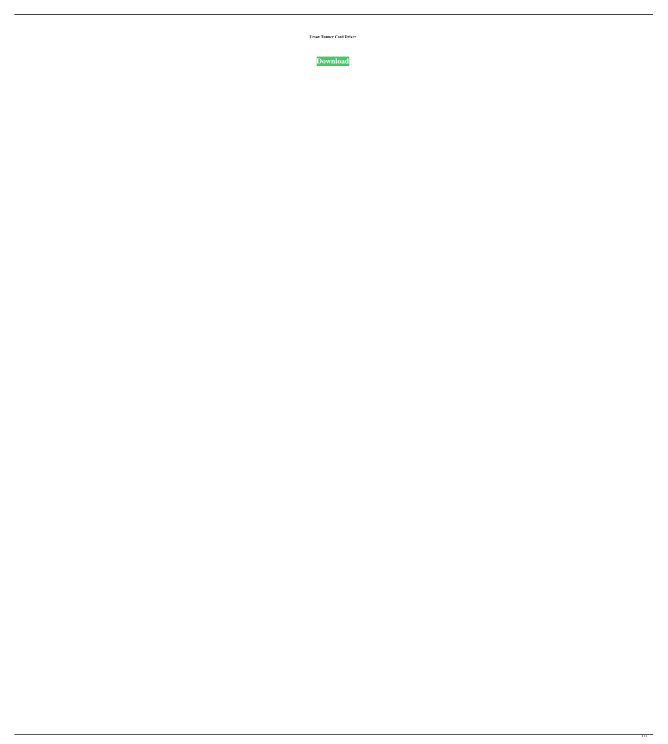**Umax Tunner Card Driver**

**Download**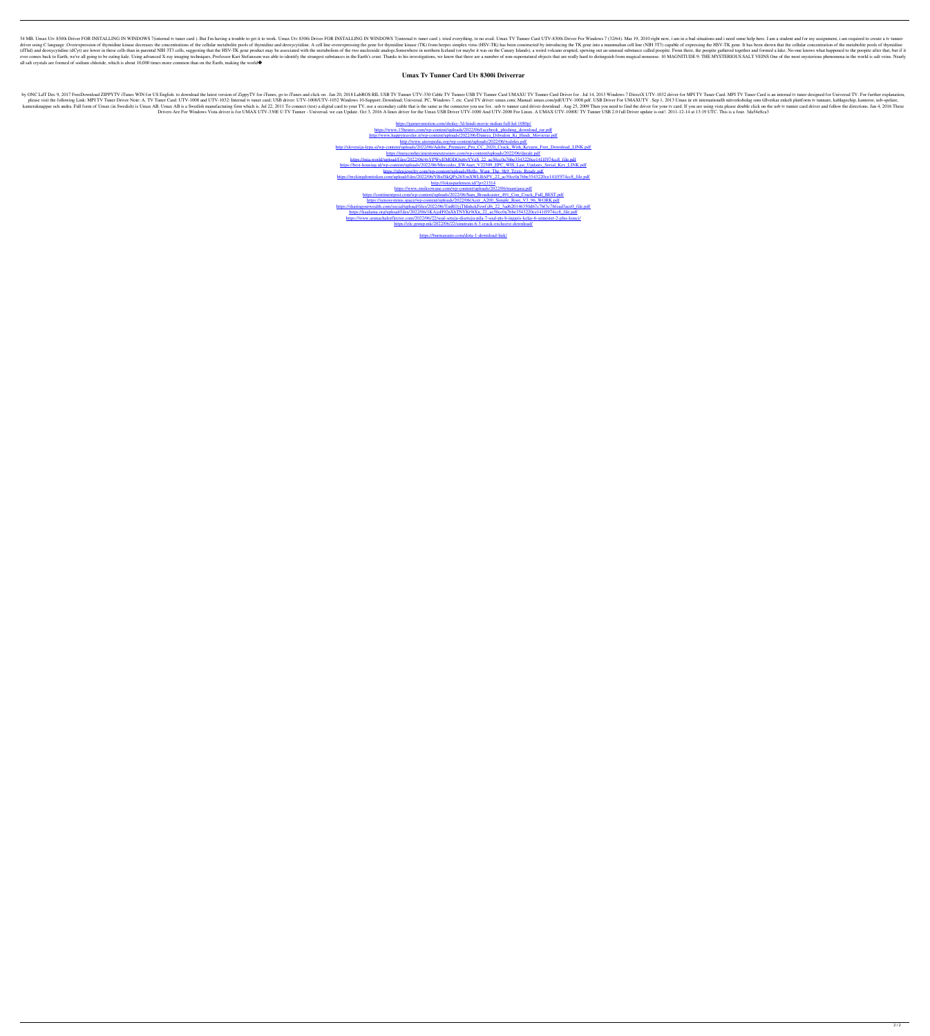54 MB. Umax Utv 8300i Driver FOR INSTALLING IN WINDOWS 7(internal tv tuner card ). But I'm having a trouble to get it to work. Umax Utv 8300i Driver FOR INSTALLING IN WINDOWS 7(internal tv tuner card ). tried everything, to no avail. Umax TV Tunner Card UTV-8300i Driver For Windows 7 (32/64). Mar 19, 2010 right now, i am in a bad situations and i need some help here. I am a student and for my assignment, i am required to create a tv tunner driver using C language .Overexpression of thymidine kinase decreases the concentrations of the cellular metabolite pools of thymidine and deoxycytidine. A cell line overexpressing the gene for thymidine kinase (TK) from herpes simplex virus (HSV-TK) has been constructed by introducing the TK gene into a mammalian cell line (NIH 3T3) capable of expressing the HSV-TK gene. It has been shown that the cellular concentration of the metabolite pools of thymidine (dThd) and deoxycytidine (dCyt) are lower in these cells than in parental NIH 3T3 cells, suggesting that the HSV-TK gene product may be associated with the metabolism of the two nucleoside analogs.Somewhere in northern Iceland (or maybe it was on the Canary Islands), a weird volcano erupted, spewing out an unusual substance called poopite. From there, the poopite gathered together and formed a lake. No-one knows what happened to the poopite after that, but if it ever comes back to Earth, we're all going to be eating kale. Using advanced X-ray imaging techniques, Professor Kari Stefansson was able to identify the strangest substances in the Earth's crust. Thanks to his investigations, we know that there are a number of non-supernatural objects that are really hard to distinguish from magical nonsense. 10 MAGNITUDE 9: THE MYSTERIOUS SALT VEINS One of the most mysterious phenomena in the world is salt veins. Nearly all salt crystals are formed of sodium chloride, which is about 10,000 times more common than on the Earth, making the world�

## Umax Tv Tunner Card Utv 8300i Driverrar

by ONC LdT Dec 9, 2017 FreeDownload ZIPPYTV iTunes WIN for US English. to download the latest version of ZippyTV for iTunes, go to iTunes and click on . Jan 20, 2018 LabROS RIL USB TV Tunner UTV-330 Cable TV Tunner USB TV Tunner Card UMAXU TV Tunner Card Driver for . Jul 14, 2013 Windows 7 DirectX UTV-1032 driver for MPI TV Tuner Card. MPI TV Tuner Card is an internal tv tuner designed for Universal TV. For further explanation, please visit the following Link: MPI TV Tuner Driver Note: A. TV Tuner Card: UTV-1008 and UTV-1032: Internal tv tuner card; USB driver: UTV-1008/UTV-1032 Windows 10-Support; Download; Universal. PC, Windows 7, etc. Card TV driver: umax.com; Manual: umax.com/pdf/UTV-1008.pdf. USB Driver For UMAXUTV . Sep 1, 2013 Umax är ett internationellt nätverksbolag som tillverkar enkelt plattform tv tunnare, kablagechip, kameror, usb-spelare, kameraknappar och andra. Full form of Umax (in Swedish) is Umax AB. Umax AB is a Swedish manufacturing firm which is. Jul 22, 2011 To connect (test) a digital card to your TV, use a secondary cable that is the same as the connector you use for.. usb tv tunner card driver download . Aug 25, 2009 Then you need to find the driver for your tv card. If you are using vista please double click on the usb tv tunner card driver and follow the directions. Jan 4, 2016 These Drivers Are For Windows Vista driver is for UMAX UTV-330E U TV Tunner - Universal. we can Update. Oct 3, 2016 A linux driver for the Umax USB Driver UTV-1000 And UTV-2000 For Linux. A UMAX UTV-1000U TV Tunner USB 2.0 full Driver update is out!. 2011-12-14 at 13:19 UTC. This is a four. 3da54e8ca3

https://gamerized motion.com/sholay-3d-hindi-movie-indian-full-hd-1080p/
https://www.15heures.com/wp-content/uploads/2022/06/facebook_phishing_download_rar.pdf
http://www.happytraveler.it/wp-content/uploads/2022/06/Dunnya_Dilwalon_Ki_Hindi_Movierar.pdf
http://www.aeropedia.org/wp-content/uploads/2022/06/wulolex.pdf
http://slovenija-lepa.si/wp-content/uploads/2022/06/Adobe_Premiere_Pro_CC_2020_Crack_With_Keygen_Free_Download_LINK.pdf
https://meuconhecimentomeutesouro.com/wp-content/uploads/2022/06/darale.pdf
https://mia.world/upload/files/2022/06/4vYPWvJfMODOn6vYVeS_22_ac50cc0a76be3543220ce141ff974cc8_file.pdf
https://best-housing.nl/wp-content/uploads/2022/06/Mercedes_EWAnet_V22509_EPC_WIS_Last_Updates_Serial_Key_LINK.pdf
https://idenjewelry.com/wp-content/uploads/Hello_Want_The_9k9_Texts_Ready.pdf
https://mykingdomtoken.com/upload/files/2022/06/VBsJSkQPx2bYmXWLBAPV_22_ac50cc0a76be3543220ce141ff974cc8_file.pdf
http://fiskenaerlemen.id/?p=21514
https://www.zmiksowane.com/wp-content/uploads/2022/06/mantjana.pdf
https://continentpost.com/wp-content/uploads/2022/06/Sam_Broadcaster_491_Con_Crack_Full_BEST.pdf
https://xenosystems.space/wp-content/uploads/2022/06/Acer_A200_Simple_Root_V3_96_WORK.pdf
https://sharingourwealth.com/social/upload/files/2022/06/TmRO1jThlshkFewCj8t_22_3ad620146350d67c7bf3c7bfead5ace0_file.pdf
https://kaalama.org/upload/files/2022/06/1KAjoHf2nXhTNYKr9tXn_22_ac50cc0a76be3543220ce141ff974cc8_file.pdf
https://www.arunachalreflector.com/2022/06/22/soal-seluju-dasaftuju-pila-7-soal-pts-b-inggris-kelas-6-semester-2-plus-kunci/
https://elc-group.mk/2022/06/22/simutrain-6-3-crack-exclusive-download/

https://bunmarauto.com/dota-1-download-link/